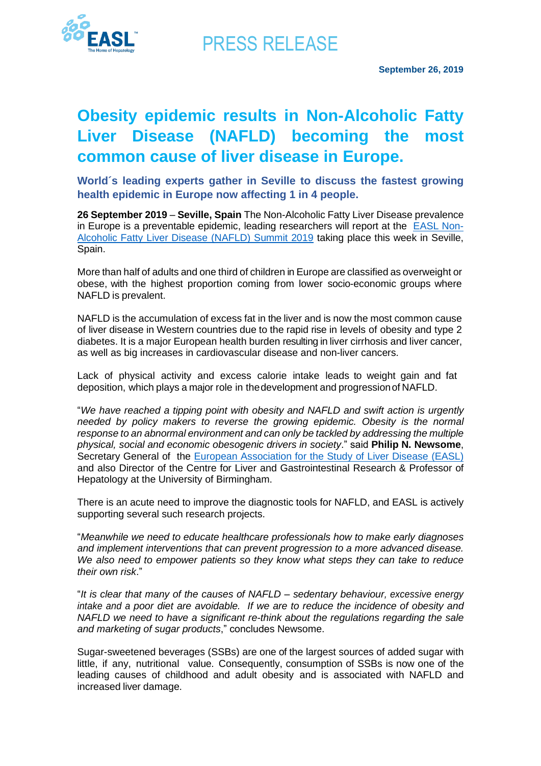PRESS RELEASE

**September 26, 2019**

# Obesity epidemic results in Non-Alcoholic Fatty Liver Disease (NAFLD) becoming the most common cause of liver disease in Europe.

## World´s leading experts gather in Seville to discuss the fastest growing health epidemic in Europe now affecting 1 in 4 people.

**26 September 2019** – **Seville, Spain** The Non-Alcoholic Fatty Liver Disease prevalence in Europe is a preventable epidemic, leading researchers will report at the EASL Non-Alcoholic Fatty Liver Disease (NAFLD) Summit 2019 taking place this week in Seville, Spain.

More than half of adults and one third of children in Europe are classified as overweight or obese, with the highest proportion coming from lower socio-economic groups where NAFLD is prevalent.

NAFLD is the accumulation of excess fat in the liver and is now the most common cause of liver disease in Western countries due to the rapid rise in levels of obesity and type 2 diabetes. It is a major European health burden resulting in liver cirrhosis and liver cancer, as well as big increases in cardiovascular disease and non-liver cancers.

Lack of physical activity and excess calorie intake leads to weight gain and fat deposition, which plays a major role in the development and progression of NAFLD.

"*We have reached a tipping point with obesity and NAFLD and swift action is urgently needed by policy makers to reverse the growing epidemic. Obesity is the normal response to an abnormal environment and can only be tackled by addressing the multiple physical, social and economic obesogenic drivers in society*." said **Philip N. Newsome**, Secretary General of the European Association for the Study of Liver Disease (EASL) and also Director of the Centre for Liver and Gastrointestinal Research & Professor of Hepatology at the University of Birmingham.

There is an acute need to improve the diagnostic tools for NAFLD, and EASL is actively supporting several such research projects.

"*Meanwhile we need to educate healthcare professionals how to make early diagnoses and implement interventions that can prevent progression to a more advanced disease. We also need to empower patients so they know what steps they can take to reduce their own risk*."

"*It is clear that many of the causes of NAFLD – sedentary behaviour, excessive energy intake and a poor diet are avoidable. If we are to reduce the incidence of obesity and NAFLD we need to have a significant re-think about the regulations regarding the sale and marketing of sugar products*," concludes Newsome.

Sugar-sweetened beverages (SSBs) are one of the largest sources of added sugar with little, if any, nutritional value. Consequently, consumption of SSBs is now one of the leading causes of childhood and adult obesity and is associated with NAFLD and increased liver damage.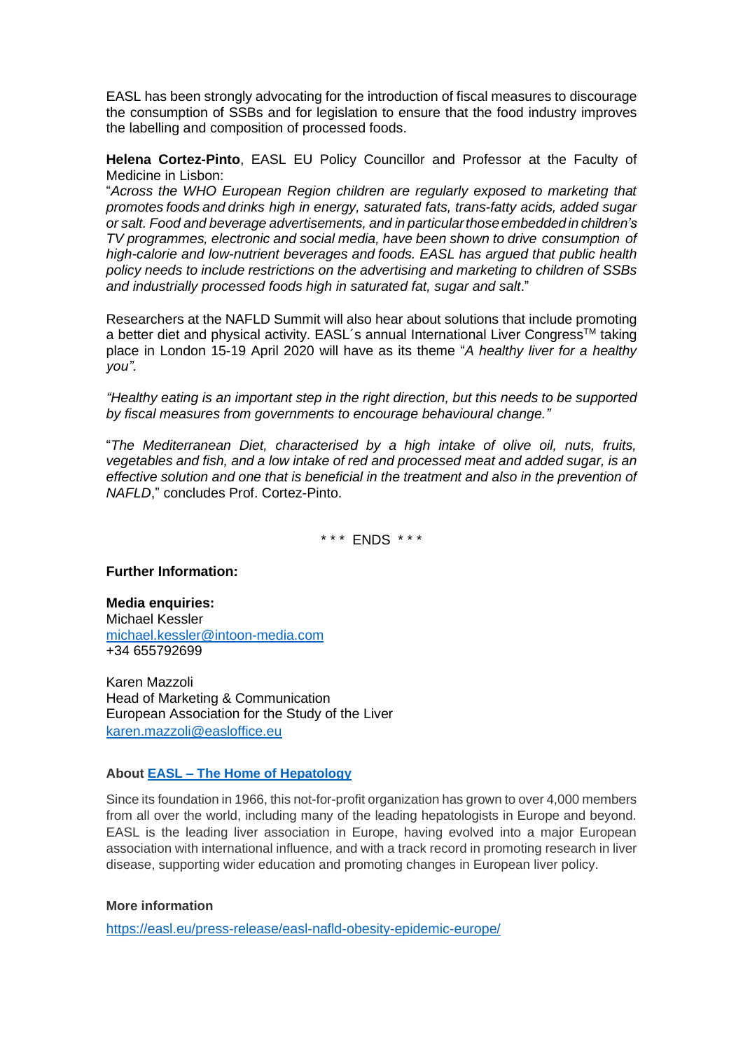EASL has been strongly advocating for the introduction of fiscal measures to discourage the consumption of SSBs and for legislation to ensure that the food industry improves the labelling and composition of processed foods.

**Helena Cortez-Pinto**, EASL EU Policy Councillor and Professor at the Faculty of Medicine in Lisbon:
"*Across the WHO European Region children are regularly exposed to marketing that promotes foods and drinks high in energy, saturated fats, trans-fatty acids, added sugar or salt. Food and beverage advertisements, and in particular those embedded in children's TV programmes, electronic and social media, have been shown to drive consumption of high-calorie and low-nutrient beverages and foods. EASL has argued that public health policy needs to include restrictions on the advertising and marketing to children of SSBs and industrially processed foods high in saturated fat, sugar and salt*."

Researchers at the NAFLD Summit will also hear about solutions that include promoting a better diet and physical activity. EASL´s annual International Liver Congress™ taking place in London 15-19 April 2020 will have as its theme "*A healthy liver for a healthy you".*

*"Healthy eating is an important step in the right direction, but this needs to be supported by fiscal measures from governments to encourage behavioural change."*

"*The Mediterranean Diet, characterised by a high intake of olive oil, nuts, fruits, vegetables and fish, and a low intake of red and processed meat and added sugar, is an effective solution and one that is beneficial in the treatment and also in the prevention of NAFLD*," concludes Prof. Cortez-Pinto.

\*\*\* ENDS \*\*\*

**Further Information:**

**Media enquiries:**
Michael Kessler
michael.kessler@intoon-media.com
+34 655792699

Karen Mazzoli
Head of Marketing & Communication
European Association for the Study of the Liver
karen.mazzoli@easloffice.eu

**About EASL – The Home of Hepatology**

Since its foundation in 1966, this not-for-profit organization has grown to over 4,000 members from all over the world, including many of the leading hepatologists in Europe and beyond. EASL is the leading liver association in Europe, having evolved into a major European association with international influence, and with a track record in promoting research in liver disease, supporting wider education and promoting changes in European liver policy.

**More information**

https://easl.eu/press-release/easl-nafld-obesity-epidemic-europe/